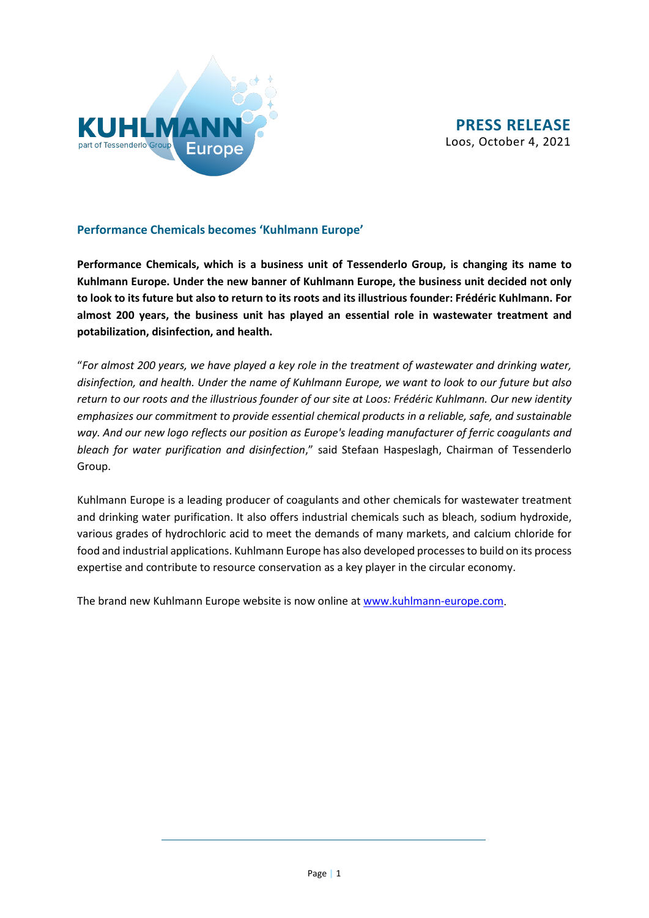**PRESS RELEASE**
Loos, October 4, 2021

## Performance Chemicals becomes 'Kuhlmann Europe'

**Performance Chemicals, which is a business unit of Tessenderlo Group, is changing its name to Kuhlmann Europe. Under the new banner of Kuhlmann Europe, the business unit decided not only to look to its future but also to return to its roots and its illustrious founder: Frédéric Kuhlmann. For almost 200 years, the business unit has played an essential role in wastewater treatment and potabilization, disinfection, and health.**

"*For almost 200 years, we have played a key role in the treatment of wastewater and drinking water, disinfection, and health. Under the name of Kuhlmann Europe, we want to look to our future but also return to our roots and the illustrious founder of our site at Loos: Frédéric Kuhlmann. Our new identity emphasizes our commitment to provide essential chemical products in a reliable, safe, and sustainable way. And our new logo reflects our position as Europe's leading manufacturer of ferric coagulants and bleach for water purification and disinfection*," said Stefaan Haspeslagh, Chairman of Tessenderlo Group.

Kuhlmann Europe is a leading producer of coagulants and other chemicals for wastewater treatment and drinking water purification. It also offers industrial chemicals such as bleach, sodium hydroxide, various grades of hydrochloric acid to meet the demands of many markets, and calcium chloride for food and industrial applications. Kuhlmann Europe has also developed processes to build on its process expertise and contribute to resource conservation as a key player in the circular economy.

The brand new Kuhlmann Europe website is now online at [www.kuhlmann-europe.com](http://www.kuhlmann-europe.com).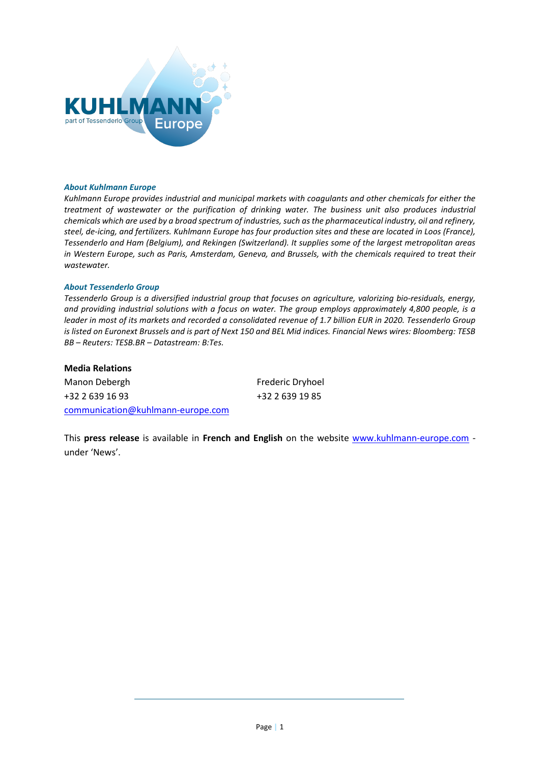### *About Kuhlmann Europe*

*Kuhlmann Europe provides industrial and municipal markets with coagulants and other chemicals for either the treatment of wastewater or the purification of drinking water. The business unit also produces industrial chemicals which are used by a broad spectrum of industries, such as the pharmaceutical industry, oil and refinery, steel, de-icing, and fertilizers. Kuhlmann Europe has four production sites and these are located in Loos (France), Tessenderlo and Ham (Belgium), and Rekingen (Switzerland). It supplies some of the largest metropolitan areas in Western Europe, such as Paris, Amsterdam, Geneva, and Brussels, with the chemicals required to treat their wastewater.*

### *About Tessenderlo Group*

*Tessenderlo Group is a diversified industrial group that focuses on agriculture, valorizing bio-residuals, energy, and providing industrial solutions with a focus on water. The group employs approximately 4,800 people, is a leader in most of its markets and recorded a consolidated revenue of 1.7 billion EUR in 2020. Tessenderlo Group is listed on Euronext Brussels and is part of Next 150 and BEL Mid indices. Financial News wires: Bloomberg: TESB BB – Reuters: TESB.BR – Datastream: B:Tes.*

**Media Relations**

Manon Debergh
+32 2 639 16 93
communication@kuhlmann-europe.com

Frederic Dryhoel
+32 2 639 19 85

This **press release** is available in **French and English** on the website www.kuhlmann-europe.com - under 'News'.